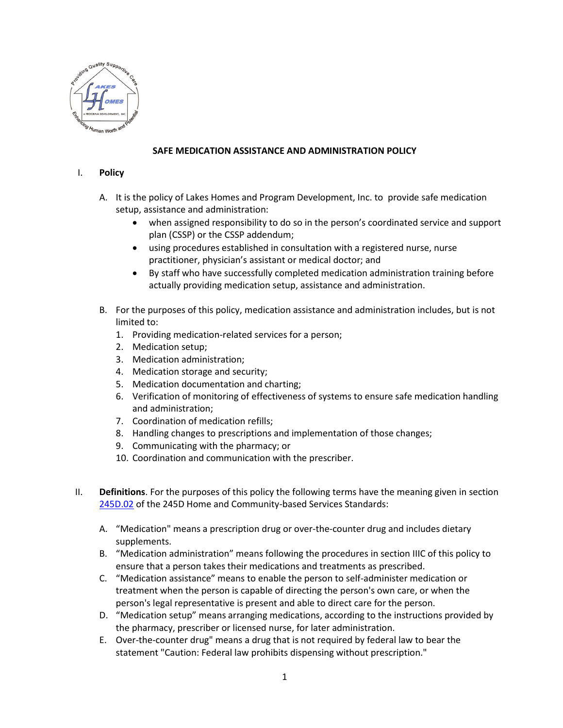# SAFE MEDICATION ASSISTANCE AND ADMINISTRATION POLICY

## I. Policy

A. It is the policy of Lakes Homes and Program Development, Inc. to provide safe medication setup, assistance and administration:

- when assigned responsibility to do so in the person's coordinated service and support plan (CSSP) or the CSSP addendum;
- using procedures established in consultation with a registered nurse, nurse practitioner, physician's assistant or medical doctor; and
- By staff who have successfully completed medication administration training before actually providing medication setup, assistance and administration.

B. For the purposes of this policy, medication assistance and administration includes, but is not limited to:

1. Providing medication-related services for a person;
2. Medication setup;
3. Medication administration;
4. Medication storage and security;
5. Medication documentation and charting;
6. Verification of monitoring of effectiveness of systems to ensure safe medication handling and administration;
7. Coordination of medication refills;
8. Handling changes to prescriptions and implementation of those changes;
9. Communicating with the pharmacy; or
10. Coordination and communication with the prescriber.

## II. Definitions

**Definitions**. For the purposes of this policy the following terms have the meaning given in section [245D.02](245D.02) of the 245D Home and Community-based Services Standards:

A. "Medication" means a prescription drug or over-the-counter drug and includes dietary supplements.

B. "Medication administration" means following the procedures in section IIIC of this policy to ensure that a person takes their medications and treatments as prescribed.

C. "Medication assistance" means to enable the person to self-administer medication or treatment when the person is capable of directing the person's own care, or when the person's legal representative is present and able to direct care for the person.

D. "Medication setup" means arranging medications, according to the instructions provided by the pharmacy, prescriber or licensed nurse, for later administration.

E. Over-the-counter drug" means a drug that is not required by federal law to bear the statement "Caution: Federal law prohibits dispensing without prescription."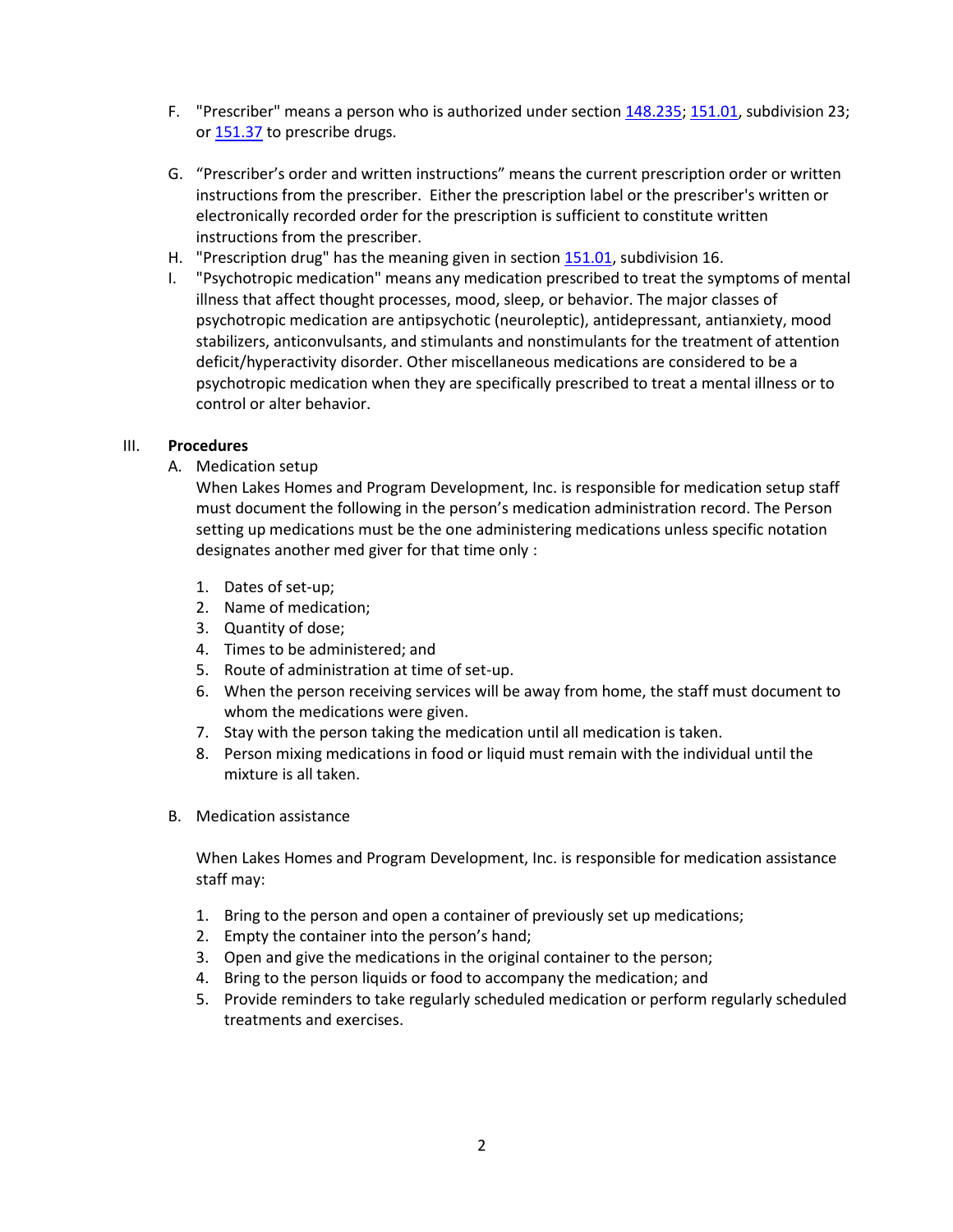F. "Prescriber" means a person who is authorized under section 148.235; 151.01, subdivision 23; or 151.37 to prescribe drugs.

G. "Prescriber's order and written instructions" means the current prescription order or written instructions from the prescriber. Either the prescription label or the prescriber's written or electronically recorded order for the prescription is sufficient to constitute written instructions from the prescriber.

H. "Prescription drug" has the meaning given in section 151.01, subdivision 16.

I. "Psychotropic medication" means any medication prescribed to treat the symptoms of mental illness that affect thought processes, mood, sleep, or behavior. The major classes of psychotropic medication are antipsychotic (neuroleptic), antidepressant, antianxiety, mood stabilizers, anticonvulsants, and stimulants and nonstimulants for the treatment of attention deficit/hyperactivity disorder. Other miscellaneous medications are considered to be a psychotropic medication when they are specifically prescribed to treat a mental illness or to control or alter behavior.

## III. **Procedures**

A. Medication setup

When Lakes Homes and Program Development, Inc. is responsible for medication setup staff must document the following in the person's medication administration record. The Person setting up medications must be the one administering medications unless specific notation designates another med giver for that time only :

1. Dates of set-up;
2. Name of medication;
3. Quantity of dose;
4. Times to be administered; and
5. Route of administration at time of set-up.
6. When the person receiving services will be away from home, the staff must document to whom the medications were given.
7. Stay with the person taking the medication until all medication is taken.
8. Person mixing medications in food or liquid must remain with the individual until the mixture is all taken.

B. Medication assistance

When Lakes Homes and Program Development, Inc. is responsible for medication assistance staff may:

1. Bring to the person and open a container of previously set up medications;
2. Empty the container into the person's hand;
3. Open and give the medications in the original container to the person;
4. Bring to the person liquids or food to accompany the medication; and
5. Provide reminders to take regularly scheduled medication or perform regularly scheduled treatments and exercises.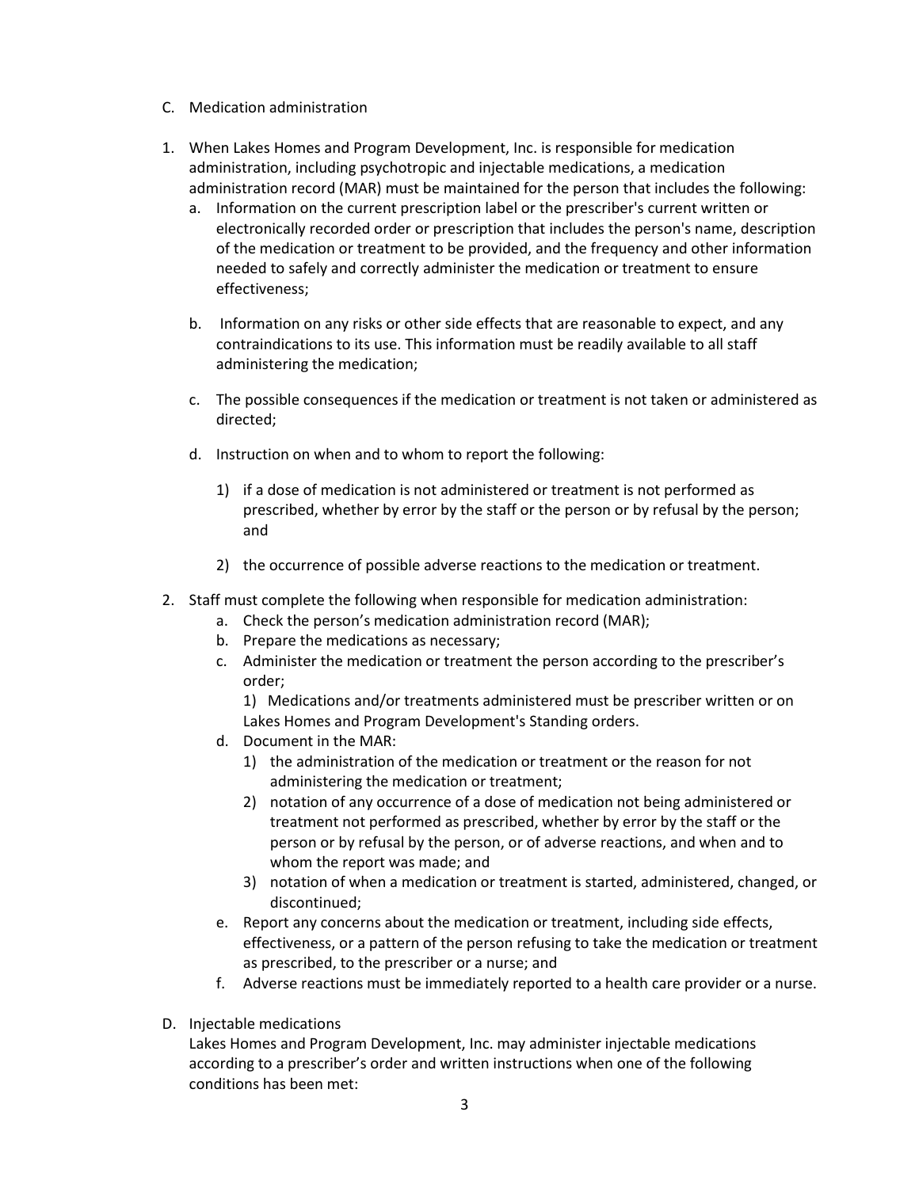C. Medication administration

1. When Lakes Homes and Program Development, Inc. is responsible for medication administration, including psychotropic and injectable medications, a medication administration record (MAR) must be maintained for the person that includes the following:
   a. Information on the current prescription label or the prescriber's current written or electronically recorded order or prescription that includes the person's name, description of the medication or treatment to be provided, and the frequency and other information needed to safely and correctly administer the medication or treatment to ensure effectiveness;

   b. Information on any risks or other side effects that are reasonable to expect, and any contraindications to its use. This information must be readily available to all staff administering the medication;

   c. The possible consequences if the medication or treatment is not taken or administered as directed;

   d. Instruction on when and to whom to report the following:

      1) if a dose of medication is not administered or treatment is not performed as prescribed, whether by error by the staff or the person or by refusal by the person; and

      2) the occurrence of possible adverse reactions to the medication or treatment.

2. Staff must complete the following when responsible for medication administration:
   a. Check the person's medication administration record (MAR);
   b. Prepare the medications as necessary;
   c. Administer the medication or treatment the person according to the prescriber's order;

      1) Medications and/or treatments administered must be prescriber written or on Lakes Homes and Program Development's Standing orders.
   d. Document in the MAR:
      1) the administration of the medication or treatment or the reason for not administering the medication or treatment;
      2) notation of any occurrence of a dose of medication not being administered or treatment not performed as prescribed, whether by error by the staff or the person or by refusal by the person, or of adverse reactions, and when and to whom the report was made; and
      3) notation of when a medication or treatment is started, administered, changed, or discontinued;
   e. Report any concerns about the medication or treatment, including side effects, effectiveness, or a pattern of the person refusing to take the medication or treatment as prescribed, to the prescriber or a nurse; and
   f. Adverse reactions must be immediately reported to a health care provider or a nurse.

D. Injectable medications

Lakes Homes and Program Development, Inc. may administer injectable medications according to a prescriber's order and written instructions when one of the following conditions has been met: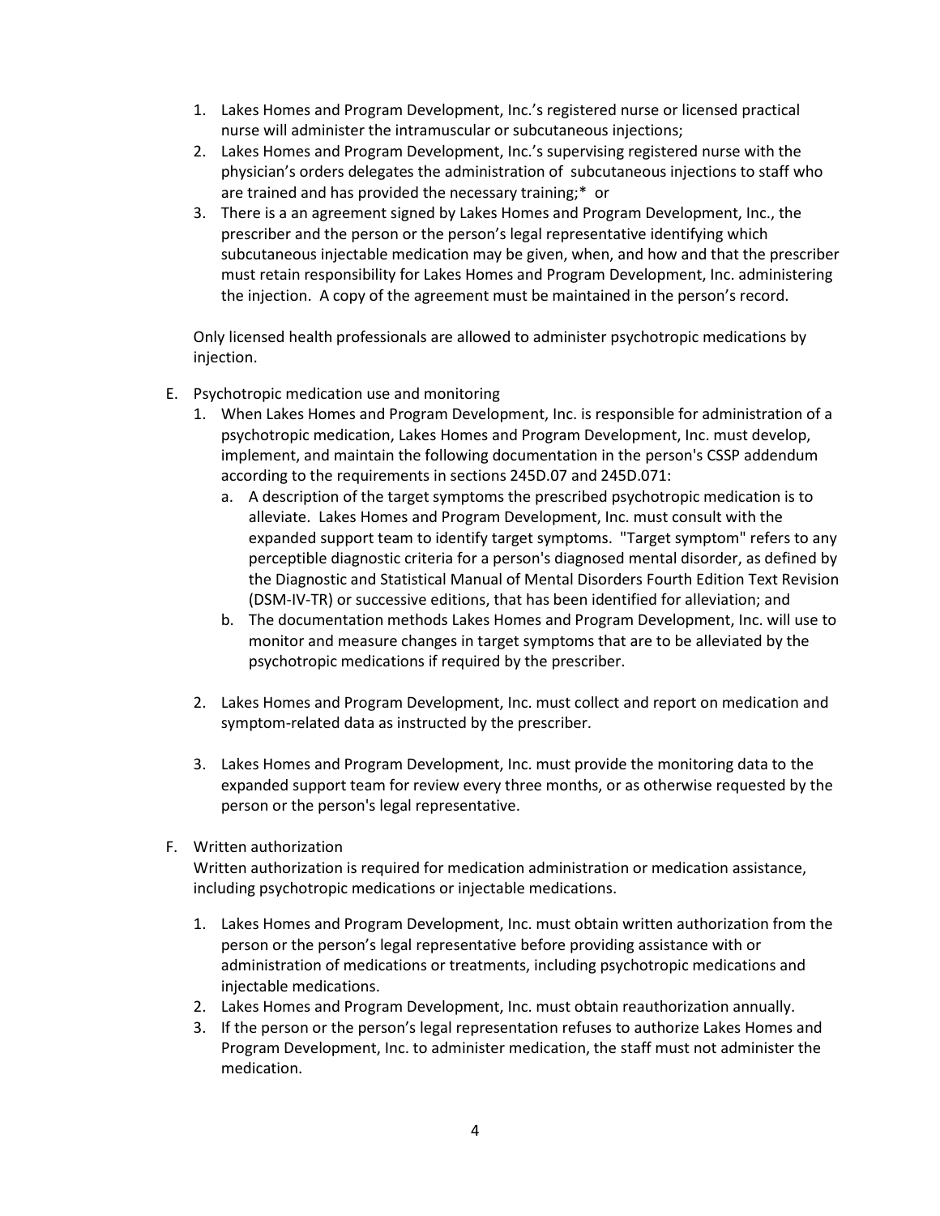1. Lakes Homes and Program Development, Inc.'s registered nurse or licensed practical nurse will administer the intramuscular or subcutaneous injections;
2. Lakes Homes and Program Development, Inc.'s supervising registered nurse with the physician's orders delegates the administration of subcutaneous injections to staff who are trained and has provided the necessary training;* or
3. There is a an agreement signed by Lakes Homes and Program Development, Inc., the prescriber and the person or the person's legal representative identifying which subcutaneous injectable medication may be given, when, and how and that the prescriber must retain responsibility for Lakes Homes and Program Development, Inc. administering the injection. A copy of the agreement must be maintained in the person's record.

Only licensed health professionals are allowed to administer psychotropic medications by injection.

E. Psychotropic medication use and monitoring
   1. When Lakes Homes and Program Development, Inc. is responsible for administration of a psychotropic medication, Lakes Homes and Program Development, Inc. must develop, implement, and maintain the following documentation in the person's CSSP addendum according to the requirements in sections 245D.07 and 245D.071:
      a. A description of the target symptoms the prescribed psychotropic medication is to alleviate. Lakes Homes and Program Development, Inc. must consult with the expanded support team to identify target symptoms. "Target symptom" refers to any perceptible diagnostic criteria for a person's diagnosed mental disorder, as defined by the Diagnostic and Statistical Manual of Mental Disorders Fourth Edition Text Revision (DSM-IV-TR) or successive editions, that has been identified for alleviation; and
      b. The documentation methods Lakes Homes and Program Development, Inc. will use to monitor and measure changes in target symptoms that are to be alleviated by the psychotropic medications if required by the prescriber.

   2. Lakes Homes and Program Development, Inc. must collect and report on medication and symptom-related data as instructed by the prescriber.

   3. Lakes Homes and Program Development, Inc. must provide the monitoring data to the expanded support team for review every three months, or as otherwise requested by the person or the person's legal representative.

F. Written authorization

   Written authorization is required for medication administration or medication assistance, including psychotropic medications or injectable medications.

   1. Lakes Homes and Program Development, Inc. must obtain written authorization from the person or the person's legal representative before providing assistance with or administration of medications or treatments, including psychotropic medications and injectable medications.
   2. Lakes Homes and Program Development, Inc. must obtain reauthorization annually.
   3. If the person or the person's legal representation refuses to authorize Lakes Homes and Program Development, Inc. to administer medication, the staff must not administer the medication.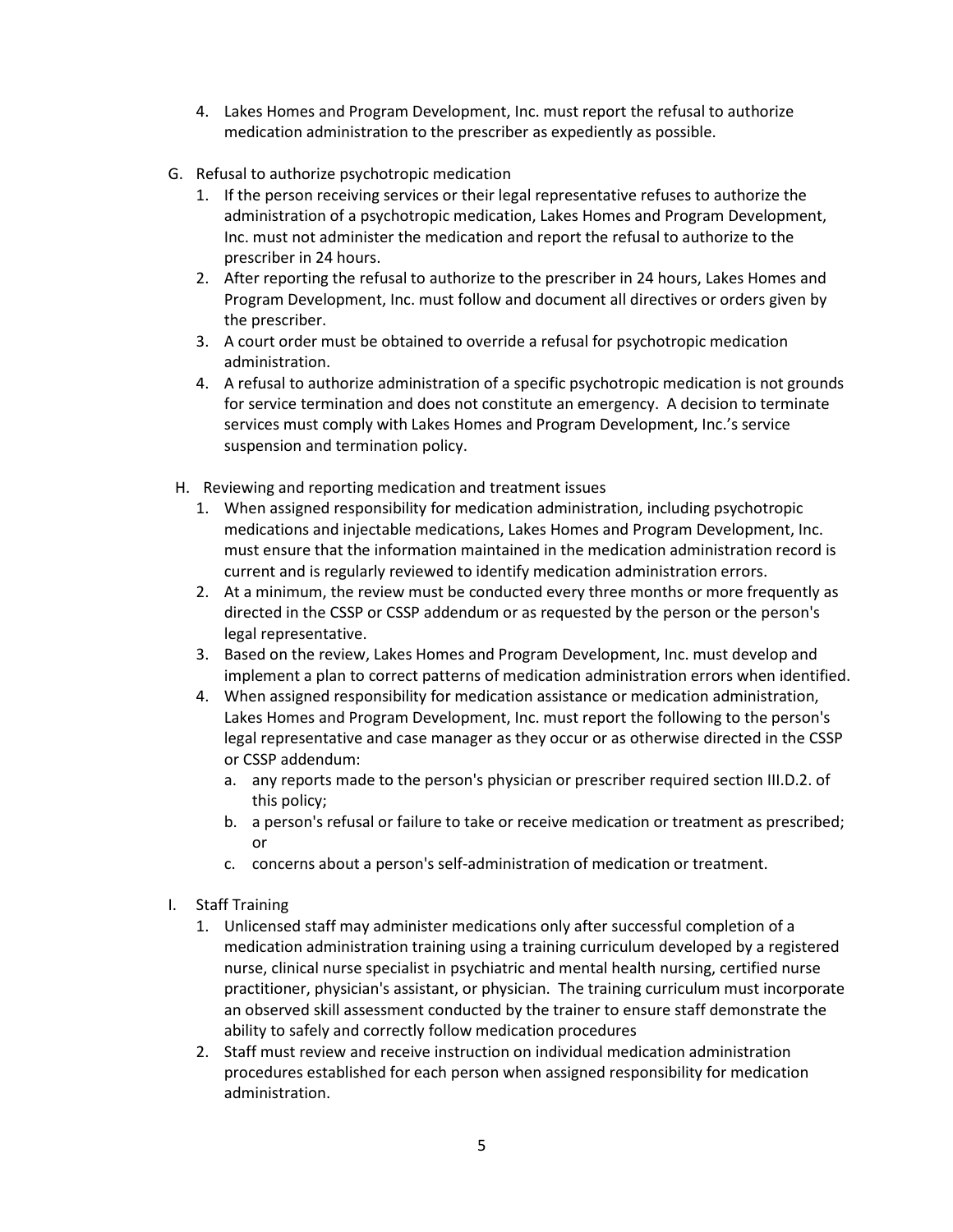4. Lakes Homes and Program Development, Inc. must report the refusal to authorize medication administration to the prescriber as expediently as possible.

G. Refusal to authorize psychotropic medication
   1. If the person receiving services or their legal representative refuses to authorize the administration of a psychotropic medication, Lakes Homes and Program Development, Inc. must not administer the medication and report the refusal to authorize to the prescriber in 24 hours.
   2. After reporting the refusal to authorize to the prescriber in 24 hours, Lakes Homes and Program Development, Inc. must follow and document all directives or orders given by the prescriber.
   3. A court order must be obtained to override a refusal for psychotropic medication administration.
   4. A refusal to authorize administration of a specific psychotropic medication is not grounds for service termination and does not constitute an emergency. A decision to terminate services must comply with Lakes Homes and Program Development, Inc.'s service suspension and termination policy.

H. Reviewing and reporting medication and treatment issues
   1. When assigned responsibility for medication administration, including psychotropic medications and injectable medications, Lakes Homes and Program Development, Inc. must ensure that the information maintained in the medication administration record is current and is regularly reviewed to identify medication administration errors.
   2. At a minimum, the review must be conducted every three months or more frequently as directed in the CSSP or CSSP addendum or as requested by the person or the person's legal representative.
   3. Based on the review, Lakes Homes and Program Development, Inc. must develop and implement a plan to correct patterns of medication administration errors when identified.
   4. When assigned responsibility for medication assistance or medication administration, Lakes Homes and Program Development, Inc. must report the following to the person's legal representative and case manager as they occur or as otherwise directed in the CSSP or CSSP addendum:
      a. any reports made to the person's physician or prescriber required section III.D.2. of this policy;
      b. a person's refusal or failure to take or receive medication or treatment as prescribed; or
      c. concerns about a person's self-administration of medication or treatment.

I. Staff Training
   1. Unlicensed staff may administer medications only after successful completion of a medication administration training using a training curriculum developed by a registered nurse, clinical nurse specialist in psychiatric and mental health nursing, certified nurse practitioner, physician's assistant, or physician. The training curriculum must incorporate an observed skill assessment conducted by the trainer to ensure staff demonstrate the ability to safely and correctly follow medication procedures
   2. Staff must review and receive instruction on individual medication administration procedures established for each person when assigned responsibility for medication administration.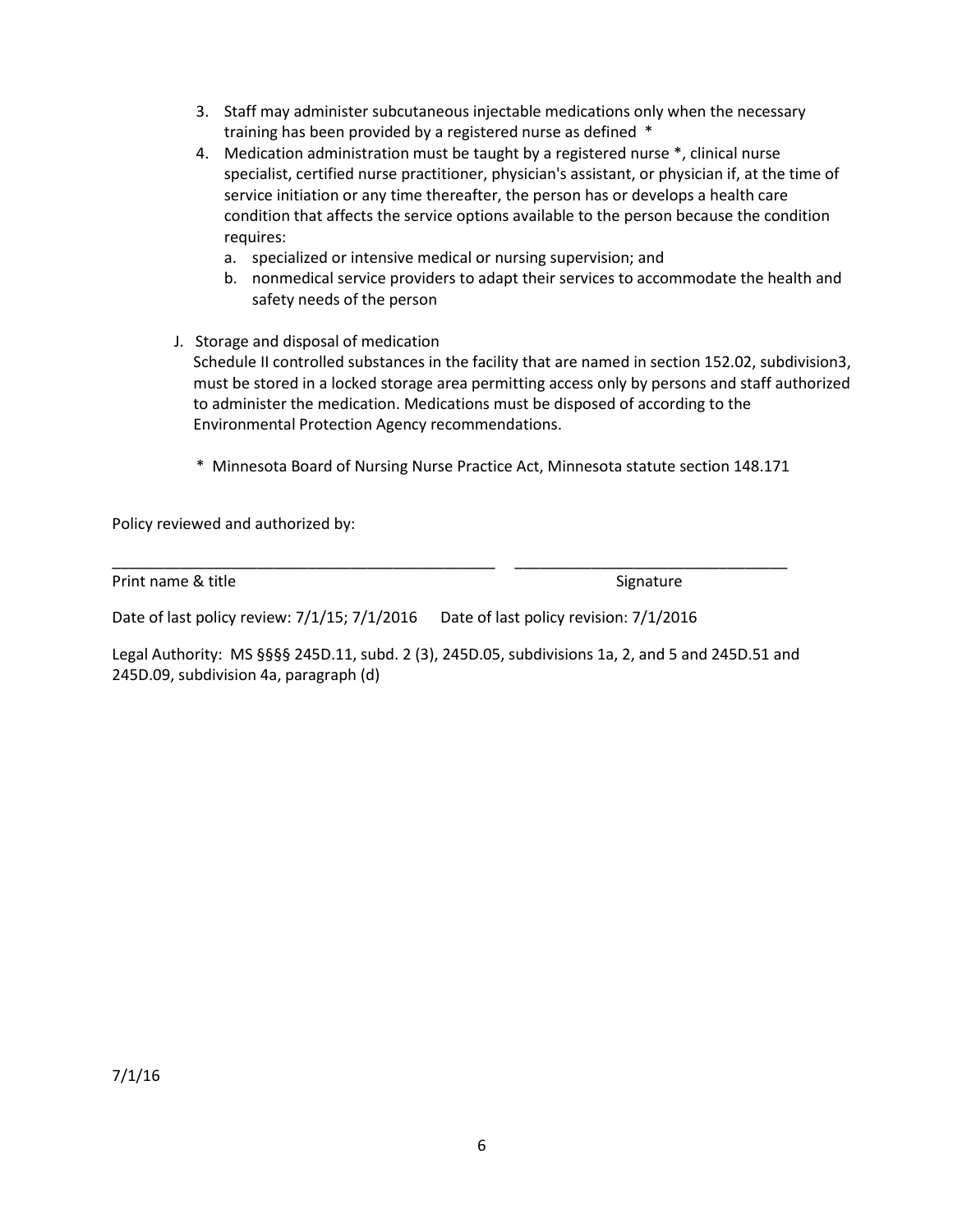3. Staff may administer subcutaneous injectable medications only when the necessary training has been provided by a registered nurse as defined *
4. Medication administration must be taught by a registered nurse *, clinical nurse specialist, certified nurse practitioner, physician's assistant, or physician if, at the time of service initiation or any time thereafter, the person has or develops a health care condition that affects the service options available to the person because the condition requires:
   a. specialized or intensive medical or nursing supervision; and
   b. nonmedical service providers to adapt their services to accommodate the health and safety needs of the person

J. Storage and disposal of medication
   Schedule II controlled substances in the facility that are named in section 152.02, subdivision3, must be stored in a locked storage area permitting access only by persons and staff authorized to administer the medication. Medications must be disposed of according to the Environmental Protection Agency recommendations.

   * Minnesota Board of Nursing Nurse Practice Act, Minnesota statute section 148.171

Policy reviewed and authorized by:

_______________________________________________ ________________________________

Print name & title Signature

Date of last policy review: 7/1/15; 7/1/2016 Date of last policy revision: 7/1/2016

Legal Authority: MS §§§§ 245D.11, subd. 2 (3), 245D.05, subdivisions 1a, 2, and 5 and 245D.51 and 245D.09, subdivision 4a, paragraph (d)

7/1/16